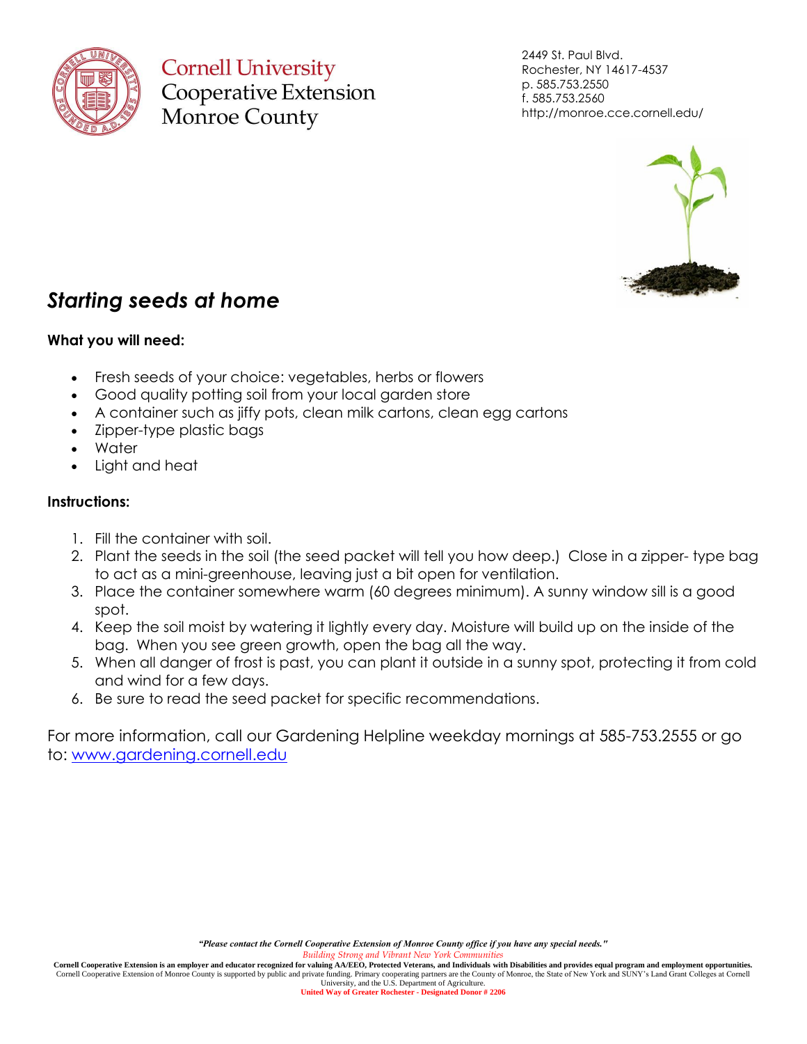Cornell University
Cooperative Extension
Monroe County

2449 St. Paul Blvd.
Rochester, NY 14617-4537
p. 585.753.2550
f. 585.753.2560
http://monroe.cce.cornell.edu/

# *Starting seeds at home*

**What you will need:**

- Fresh seeds of your choice: vegetables, herbs or flowers
- Good quality potting soil from your local garden store
- A container such as jiffy pots, clean milk cartons, clean egg cartons
- Zipper-type plastic bags
- Water
- Light and heat

**Instructions:**

1. Fill the container with soil.
2. Plant the seeds in the soil (the seed packet will tell you how deep.) Close in a zipper- type bag to act as a mini-greenhouse, leaving just a bit open for ventilation.
3. Place the container somewhere warm (60 degrees minimum). A sunny window sill is a good spot.
4. Keep the soil moist by watering it lightly every day. Moisture will build up on the inside of the bag. When you see green growth, open the bag all the way.
5. When all danger of frost is past, you can plant it outside in a sunny spot, protecting it from cold and wind for a few days.
6. Be sure to read the seed packet for specific recommendations.

For more information, call our Gardening Helpline weekday mornings at 585-753.2555 or go to: [www.gardening.cornell.edu](http://www.gardening.cornell.edu)

***"Please contact the Cornell Cooperative Extension of Monroe County office if you have any special needs."***

*Building Strong and Vibrant New York Communities*

**Cornell Cooperative Extension is an employer and educator recognized for valuing AA/EEO, Protected Veterans, and Individuals with Disabilities and provides equal program and employment opportunities.**
Cornell Cooperative Extension of Monroe County is supported by public and private funding. Primary cooperating partners are the County of Monroe, the State of New York and SUNY's Land Grant Colleges at Cornell University, and the U.S. Department of Agriculture.

**United Way of Greater Rochester - Designated Donor # 2206**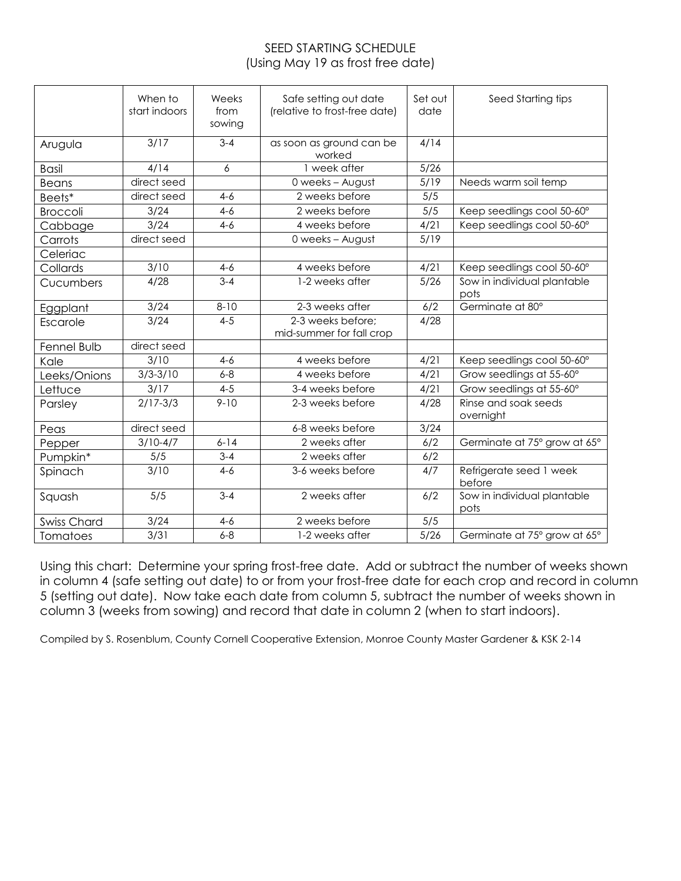# SEED STARTING SCHEDULE
(Using May 19 as frost free date)

| | When to start indoors | Weeks from sowing | Safe setting out date (relative to frost-free date) | Set out date | Seed Starting tips |
|---|---|---|---|---|---|
| Arugula | 3/17 | 3-4 | as soon as ground can be worked | 4/14 | |
| Basil | 4/14 | 6 | 1 week after | 5/26 | |
| Beans | direct seed | | 0 weeks – August | 5/19 | Needs warm soil temp |
| Beets* | direct seed | 4-6 | 2 weeks before | 5/5 | |
| Broccoli | 3/24 | 4-6 | 2 weeks before | 5/5 | Keep seedlings cool 50-60° |
| Cabbage | 3/24 | 4-6 | 4 weeks before | 4/21 | Keep seedlings cool 50-60° |
| Carrots | direct seed | | 0 weeks – August | 5/19 | |
| Celeriac | | | | | |
| Collards | 3/10 | 4-6 | 4 weeks before | 4/21 | Keep seedlings cool 50-60° |
| Cucumbers | 4/28 | 3-4 | 1-2 weeks after | 5/26 | Sow in individual plantable pots |
| Eggplant | 3/24 | 8-10 | 2-3 weeks after | 6/2 | Germinate at 80° |
| Escarole | 3/24 | 4-5 | 2-3 weeks before; mid-summer for fall crop | 4/28 | |
| Fennel Bulb | direct seed | | | | |
| Kale | 3/10 | 4-6 | 4 weeks before | 4/21 | Keep seedlings cool 50-60° |
| Leeks/Onions | 3/3-3/10 | 6-8 | 4 weeks before | 4/21 | Grow seedlings at 55-60° |
| Lettuce | 3/17 | 4-5 | 3-4 weeks before | 4/21 | Grow seedlings at 55-60° |
| Parsley | 2/17-3/3 | 9-10 | 2-3 weeks before | 4/28 | Rinse and soak seeds overnight |
| Peas | direct seed | | 6-8 weeks before | 3/24 | |
| Pepper | 3/10-4/7 | 6-14 | 2 weeks after | 6/2 | Germinate at 75° grow at 65° |
| Pumpkin* | 5/5 | 3-4 | 2 weeks after | 6/2 | |
| Spinach | 3/10 | 4-6 | 3-6 weeks before | 4/7 | Refrigerate seed 1 week before |
| Squash | 5/5 | 3-4 | 2 weeks after | 6/2 | Sow in individual plantable pots |
| Swiss Chard | 3/24 | 4-6 | 2 weeks before | 5/5 | |
| Tomatoes | 3/31 | 6-8 | 1-2 weeks after | 5/26 | Germinate at 75° grow at 65° |

Using this chart: Determine your spring frost-free date. Add or subtract the number of weeks shown in column 4 (safe setting out date) to or from your frost-free date for each crop and record in column 5 (setting out date). Now take each date from column 5, subtract the number of weeks shown in column 3 (weeks from sowing) and record that date in column 2 (when to start indoors).

Compiled by S. Rosenblum, County Cornell Cooperative Extension, Monroe County Master Gardener & KSK 2-14